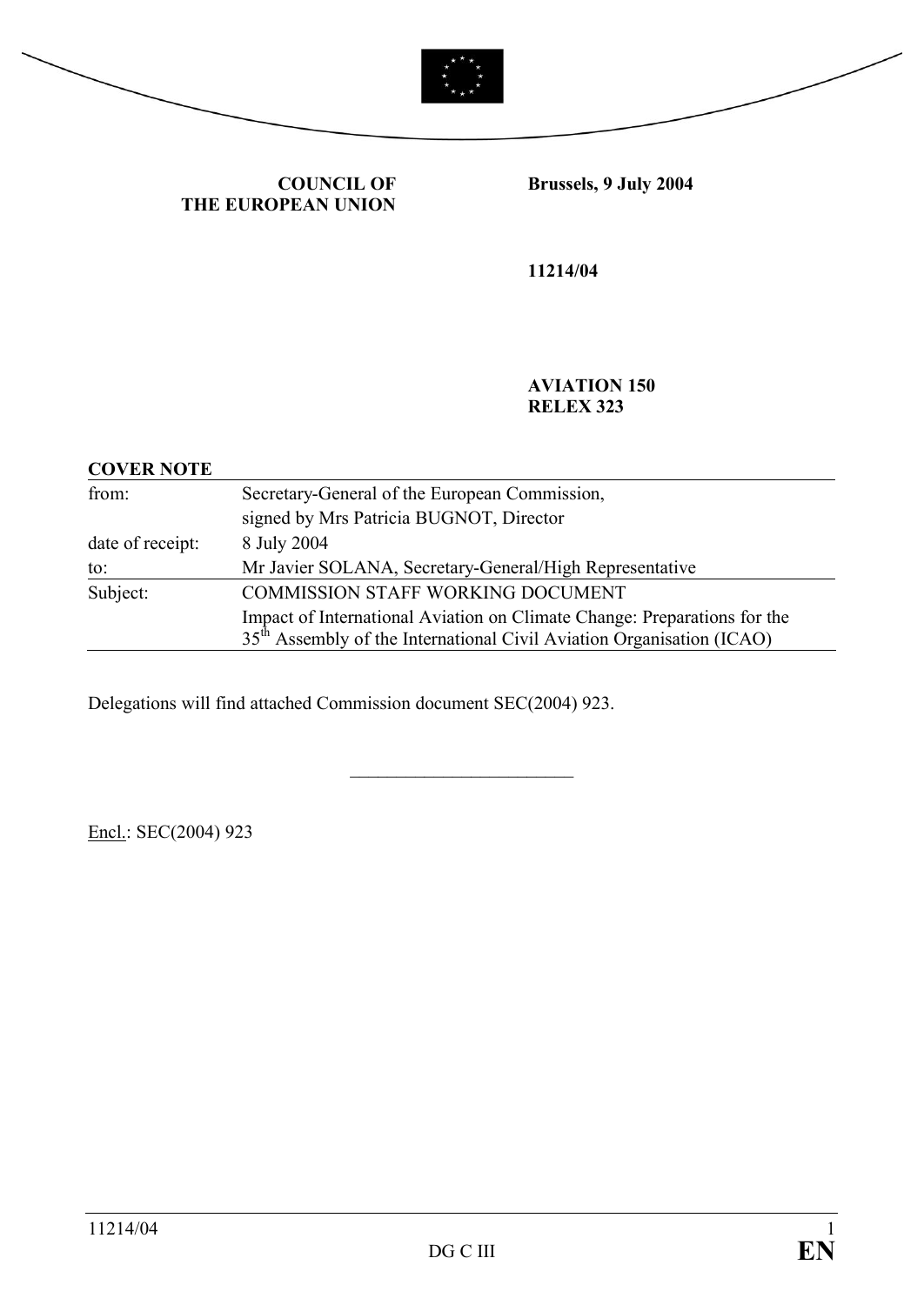**COUNCIL OF THE EUROPEAN UNION**

**Brussels, 9 July 2004**

**11214/04**

**AVIATION 150**
**RELEX 323**

**COVER NOTE**

| | |
|---|---|
| from: | Secretary-General of the European Commission, signed by Mrs Patricia BUGNOT, Director |
| date of receipt: | 8 July 2004 |
| to: | Mr Javier SOLANA, Secretary-General/High Representative |
| Subject: | COMMISSION STAFF WORKING DOCUMENT<br>Impact of International Aviation on Climate Change: Preparations for the 35th Assembly of the International Civil Aviation Organisation (ICAO) |

Delegations will find attached Commission document SEC(2004) 923.

________________________

Encl.: SEC(2004) 923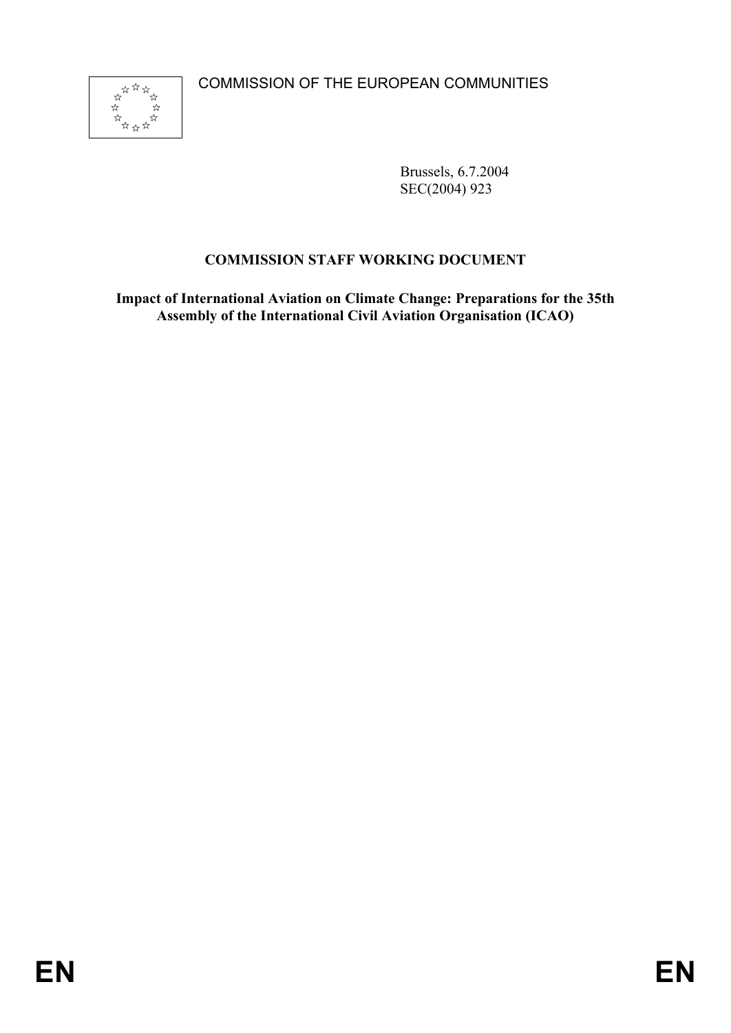COMMISSION OF THE EUROPEAN COMMUNITIES

Brussels, 6.7.2004
SEC(2004) 923

**COMMISSION STAFF WORKING DOCUMENT**

**Impact of International Aviation on Climate Change: Preparations for the 35th Assembly of the International Civil Aviation Organisation (ICAO)**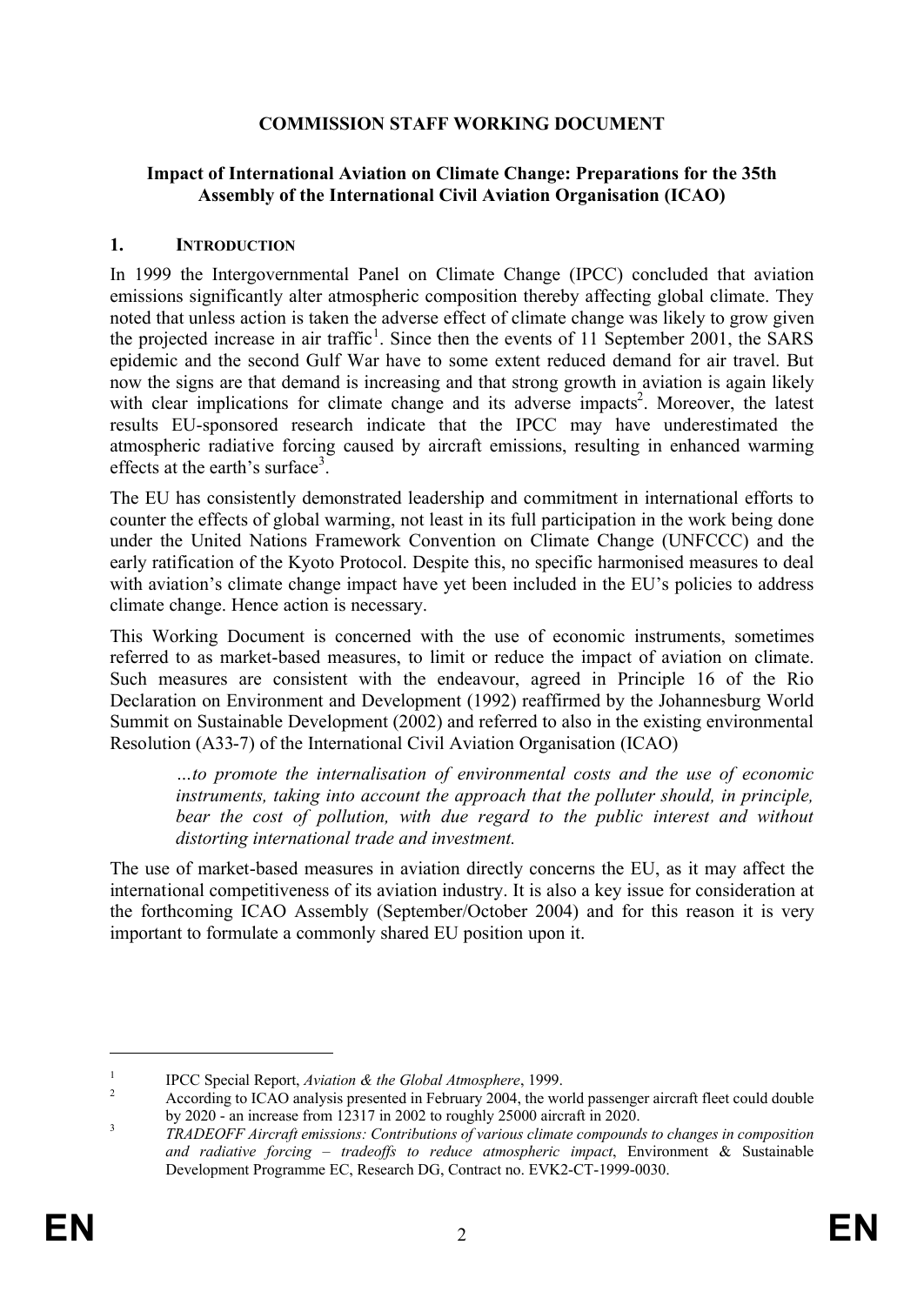# COMMISSION STAFF WORKING DOCUMENT

## Impact of International Aviation on Climate Change: Preparations for the 35th Assembly of the International Civil Aviation Organisation (ICAO)

### 1. INTRODUCTION

In 1999 the Intergovernmental Panel on Climate Change (IPCC) concluded that aviation emissions significantly alter atmospheric composition thereby affecting global climate. They noted that unless action is taken the adverse effect of climate change was likely to grow given the projected increase in air traffic[1]. Since then the events of 11 September 2001, the SARS epidemic and the second Gulf War have to some extent reduced demand for air travel. But now the signs are that demand is increasing and that strong growth in aviation is again likely with clear implications for climate change and its adverse impacts[2]. Moreover, the latest results EU-sponsored research indicate that the IPCC may have underestimated the atmospheric radiative forcing caused by aircraft emissions, resulting in enhanced warming effects at the earth's surface[3].

The EU has consistently demonstrated leadership and commitment in international efforts to counter the effects of global warming, not least in its full participation in the work being done under the United Nations Framework Convention on Climate Change (UNFCCC) and the early ratification of the Kyoto Protocol. Despite this, no specific harmonised measures to deal with aviation's climate change impact have yet been included in the EU's policies to address climate change. Hence action is necessary.

This Working Document is concerned with the use of economic instruments, sometimes referred to as market-based measures, to limit or reduce the impact of aviation on climate. Such measures are consistent with the endeavour, agreed in Principle 16 of the Rio Declaration on Environment and Development (1992) reaffirmed by the Johannesburg World Summit on Sustainable Development (2002) and referred to also in the existing environmental Resolution (A33-7) of the International Civil Aviation Organisation (ICAO)

> *…to promote the internalisation of environmental costs and the use of economic instruments, taking into account the approach that the polluter should, in principle, bear the cost of pollution, with due regard to the public interest and without distorting international trade and investment.*

The use of market-based measures in aviation directly concerns the EU, as it may affect the international competitiveness of its aviation industry. It is also a key issue for consideration at the forthcoming ICAO Assembly (September/October 2004) and for this reason it is very important to formulate a commonly shared EU position upon it.

---

[1] IPCC Special Report, *Aviation & the Global Atmosphere*, 1999.

[2] According to ICAO analysis presented in February 2004, the world passenger aircraft fleet could double by 2020 - an increase from 12317 in 2002 to roughly 25000 aircraft in 2020.

[3] *TRADEOFF Aircraft emissions: Contributions of various climate compounds to changes in composition and radiative forcing – tradeoffs to reduce atmospheric impact*, Environment & Sustainable Development Programme EC, Research DG, Contract no. EVK2-CT-1999-0030.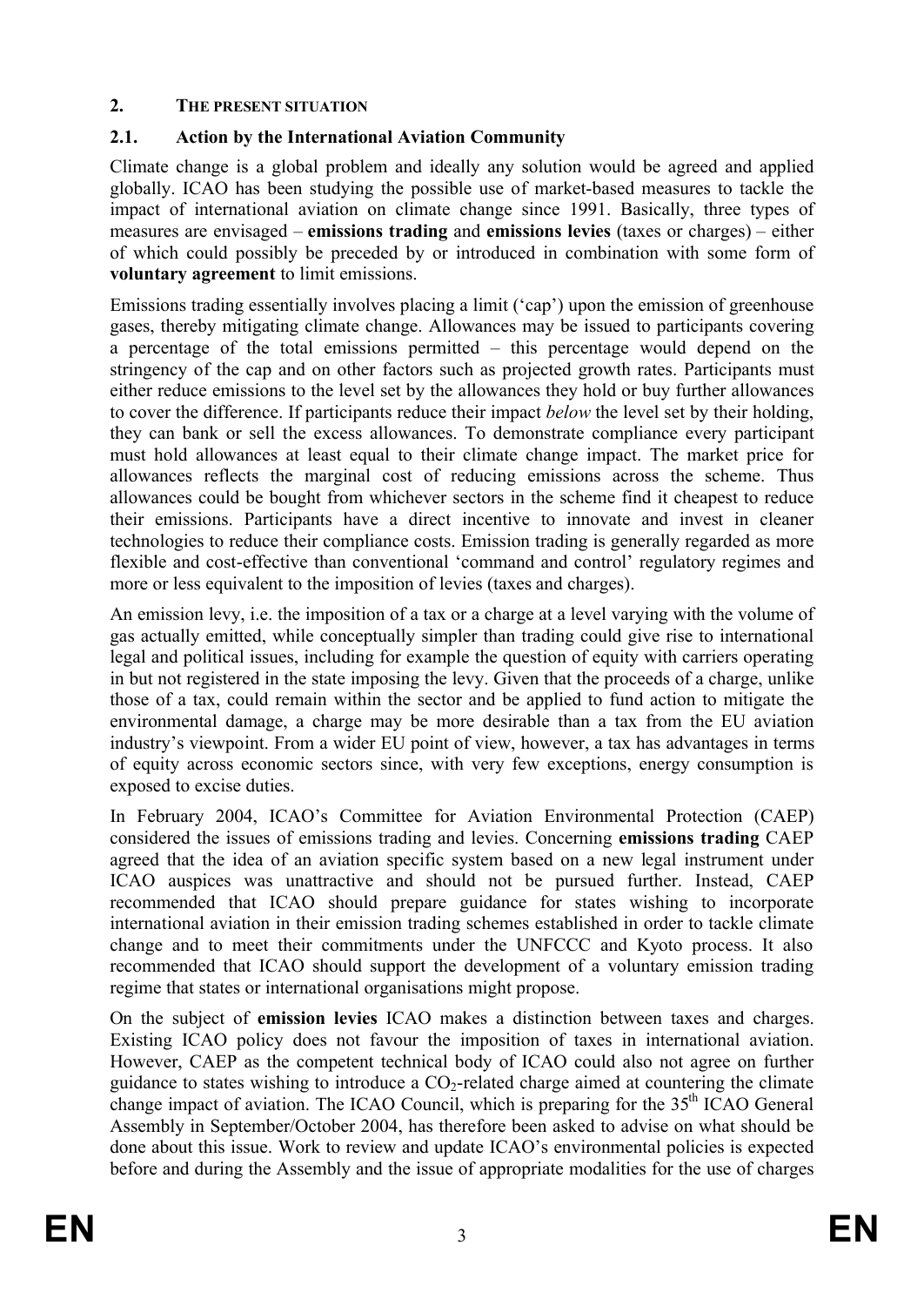## 2. THE PRESENT SITUATION

### 2.1. Action by the International Aviation Community

Climate change is a global problem and ideally any solution would be agreed and applied globally. ICAO has been studying the possible use of market-based measures to tackle the impact of international aviation on climate change since 1991. Basically, three types of measures are envisaged – **emissions trading** and **emissions levies** (taxes or charges) – either of which could possibly be preceded by or introduced in combination with some form of **voluntary agreement** to limit emissions.

Emissions trading essentially involves placing a limit ('cap') upon the emission of greenhouse gases, thereby mitigating climate change. Allowances may be issued to participants covering a percentage of the total emissions permitted – this percentage would depend on the stringency of the cap and on other factors such as projected growth rates. Participants must either reduce emissions to the level set by the allowances they hold or buy further allowances to cover the difference. If participants reduce their impact *below* the level set by their holding, they can bank or sell the excess allowances. To demonstrate compliance every participant must hold allowances at least equal to their climate change impact. The market price for allowances reflects the marginal cost of reducing emissions across the scheme. Thus allowances could be bought from whichever sectors in the scheme find it cheapest to reduce their emissions. Participants have a direct incentive to innovate and invest in cleaner technologies to reduce their compliance costs. Emission trading is generally regarded as more flexible and cost-effective than conventional 'command and control' regulatory regimes and more or less equivalent to the imposition of levies (taxes and charges).

An emission levy, i.e. the imposition of a tax or a charge at a level varying with the volume of gas actually emitted, while conceptually simpler than trading could give rise to international legal and political issues, including for example the question of equity with carriers operating in but not registered in the state imposing the levy. Given that the proceeds of a charge, unlike those of a tax, could remain within the sector and be applied to fund action to mitigate the environmental damage, a charge may be more desirable than a tax from the EU aviation industry's viewpoint. From a wider EU point of view, however, a tax has advantages in terms of equity across economic sectors since, with very few exceptions, energy consumption is exposed to excise duties.

In February 2004, ICAO's Committee for Aviation Environmental Protection (CAEP) considered the issues of emissions trading and levies. Concerning **emissions trading** CAEP agreed that the idea of an aviation specific system based on a new legal instrument under ICAO auspices was unattractive and should not be pursued further. Instead, CAEP recommended that ICAO should prepare guidance for states wishing to incorporate international aviation in their emission trading schemes established in order to tackle climate change and to meet their commitments under the UNFCCC and Kyoto process. It also recommended that ICAO should support the development of a voluntary emission trading regime that states or international organisations might propose.

On the subject of **emission levies** ICAO makes a distinction between taxes and charges. Existing ICAO policy does not favour the imposition of taxes in international aviation. However, CAEP as the competent technical body of ICAO could also not agree on further guidance to states wishing to introduce a $CO_2$-related charge aimed at countering the climate change impact of aviation. The ICAO Council, which is preparing for the 35th ICAO General Assembly in September/October 2004, has therefore been asked to advise on what should be done about this issue. Work to review and update ICAO's environmental policies is expected before and during the Assembly and the issue of appropriate modalities for the use of charges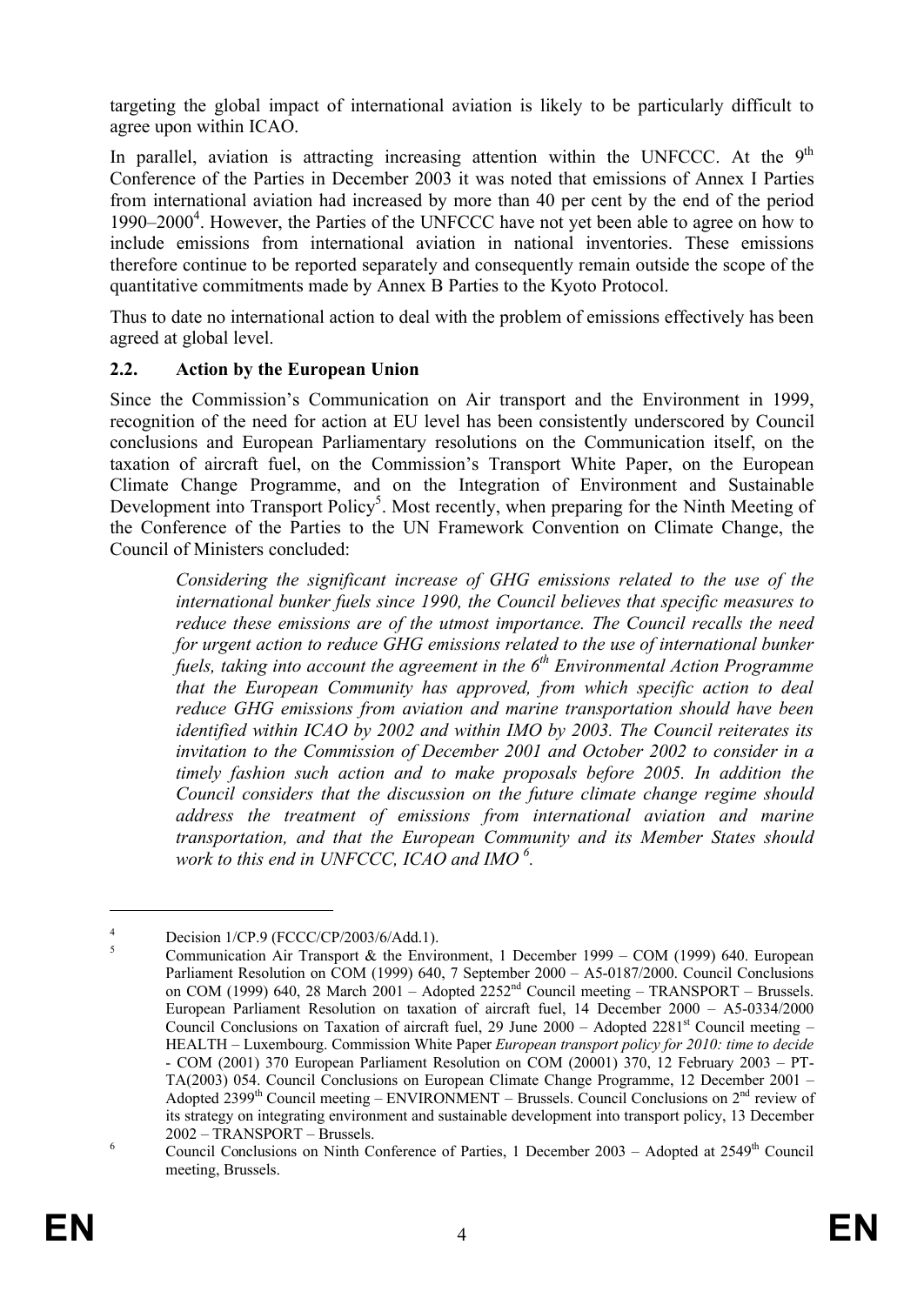targeting the global impact of international aviation is likely to be particularly difficult to agree upon within ICAO.

In parallel, aviation is attracting increasing attention within the UNFCCC. At the 9th Conference of the Parties in December 2003 it was noted that emissions of Annex I Parties from international aviation had increased by more than 40 per cent by the end of the period 1990–2000[4]. However, the Parties of the UNFCCC have not yet been able to agree on how to include emissions from international aviation in national inventories. These emissions therefore continue to be reported separately and consequently remain outside the scope of the quantitative commitments made by Annex B Parties to the Kyoto Protocol.

Thus to date no international action to deal with the problem of emissions effectively has been agreed at global level.

### 2.2. Action by the European Union

Since the Commission's Communication on Air transport and the Environment in 1999, recognition of the need for action at EU level has been consistently underscored by Council conclusions and European Parliamentary resolutions on the Communication itself, on the taxation of aircraft fuel, on the Commission's Transport White Paper, on the European Climate Change Programme, and on the Integration of Environment and Sustainable Development into Transport Policy[5]. Most recently, when preparing for the Ninth Meeting of the Conference of the Parties to the UN Framework Convention on Climate Change, the Council of Ministers concluded:

> *Considering the significant increase of GHG emissions related to the use of the international bunker fuels since 1990, the Council believes that specific measures to reduce these emissions are of the utmost importance. The Council recalls the need for urgent action to reduce GHG emissions related to the use of international bunker fuels, taking into account the agreement in the 6th Environmental Action Programme that the European Community has approved, from which specific action to deal reduce GHG emissions from aviation and marine transportation should have been identified within ICAO by 2002 and within IMO by 2003. The Council reiterates its invitation to the Commission of December 2001 and October 2002 to consider in a timely fashion such action and to make proposals before 2005. In addition the Council considers that the discussion on the future climate change regime should address the treatment of emissions from international aviation and marine transportation, and that the European Community and its Member States should work to this end in UNFCCC, ICAO and IMO* [6].

---

[4] Decision 1/CP.9 (FCCC/CP/2003/6/Add.1).

[5] Communication Air Transport & the Environment, 1 December 1999 – COM (1999) 640. European Parliament Resolution on COM (1999) 640, 7 September 2000 – A5-0187/2000. Council Conclusions on COM (1999) 640, 28 March 2001 – Adopted 2252nd Council meeting – TRANSPORT – Brussels. European Parliament Resolution on taxation of aircraft fuel, 14 December 2000 – A5-0334/2000 Council Conclusions on Taxation of aircraft fuel, 29 June 2000 – Adopted 2281st Council meeting – HEALTH – Luxembourg. Commission White Paper *European transport policy for 2010: time to decide* - COM (2001) 370 European Parliament Resolution on COM (20001) 370, 12 February 2003 – PT-TA(2003) 054. Council Conclusions on European Climate Change Programme, 12 December 2001 – Adopted 2399th Council meeting – ENVIRONMENT – Brussels. Council Conclusions on 2nd review of its strategy on integrating environment and sustainable development into transport policy, 13 December 2002 – TRANSPORT – Brussels.

[6] Council Conclusions on Ninth Conference of Parties, 1 December 2003 – Adopted at 2549th Council meeting, Brussels.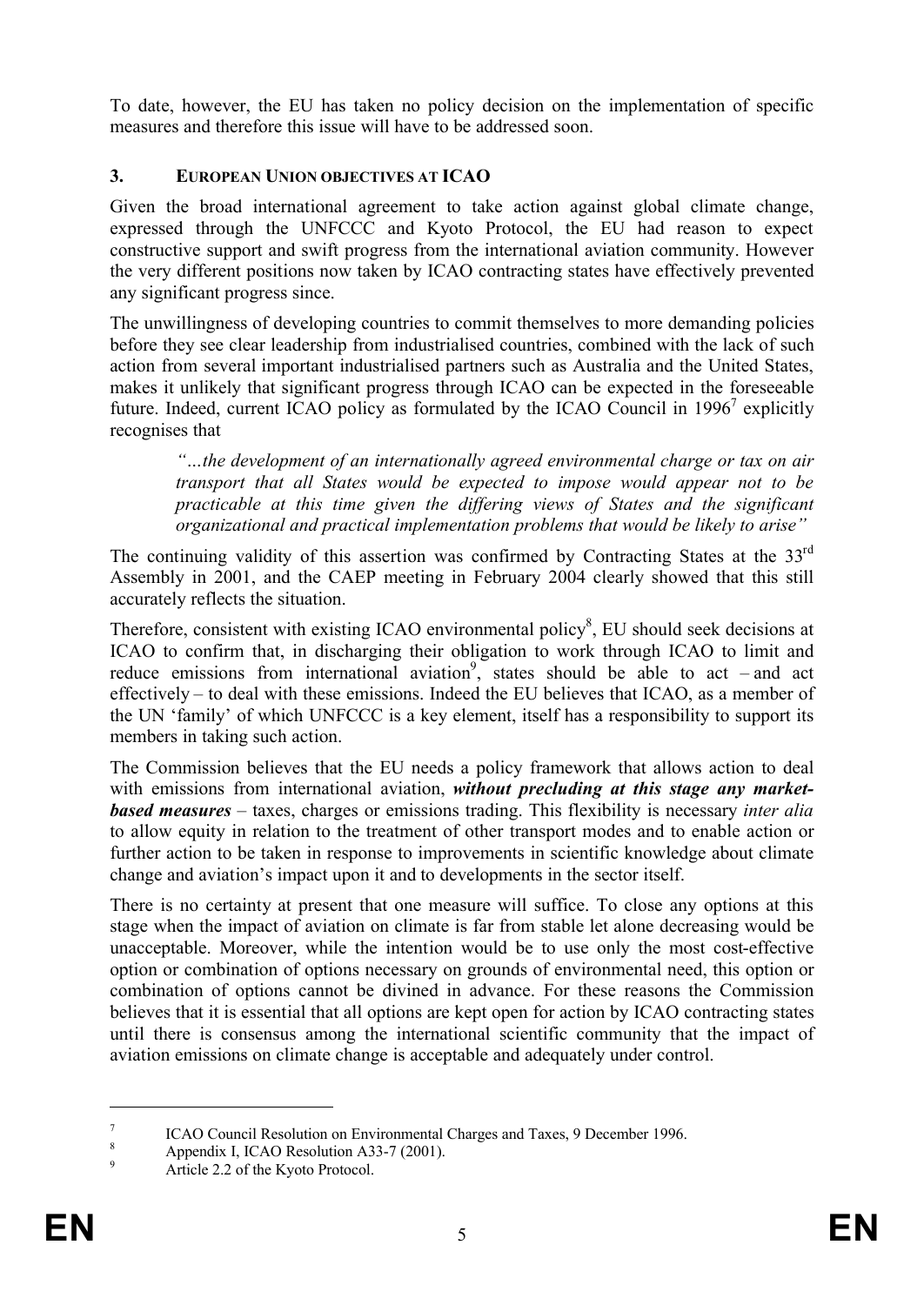To date, however, the EU has taken no policy decision on the implementation of specific measures and therefore this issue will have to be addressed soon.

## 3. EUROPEAN UNION OBJECTIVES AT ICAO

Given the broad international agreement to take action against global climate change, expressed through the UNFCCC and Kyoto Protocol, the EU had reason to expect constructive support and swift progress from the international aviation community. However the very different positions now taken by ICAO contracting states have effectively prevented any significant progress since.

The unwillingness of developing countries to commit themselves to more demanding policies before they see clear leadership from industrialised countries, combined with the lack of such action from several important industrialised partners such as Australia and the United States, makes it unlikely that significant progress through ICAO can be expected in the foreseeable future. Indeed, current ICAO policy as formulated by the ICAO Council in 1996[7] explicitly recognises that

> *"…the development of an internationally agreed environmental charge or tax on air transport that all States would be expected to impose would appear not to be practicable at this time given the differing views of States and the significant organizational and practical implementation problems that would be likely to arise"*

The continuing validity of this assertion was confirmed by Contracting States at the 33rd Assembly in 2001, and the CAEP meeting in February 2004 clearly showed that this still accurately reflects the situation.

Therefore, consistent with existing ICAO environmental policy[8], EU should seek decisions at ICAO to confirm that, in discharging their obligation to work through ICAO to limit and reduce emissions from international aviation[9], states should be able to act – and act effectively – to deal with these emissions. Indeed the EU believes that ICAO, as a member of the UN 'family' of which UNFCCC is a key element, itself has a responsibility to support its members in taking such action.

The Commission believes that the EU needs a policy framework that allows action to deal with emissions from international aviation, ***without precluding at this stage any market-based measures*** – taxes, charges or emissions trading. This flexibility is necessary *inter alia* to allow equity in relation to the treatment of other transport modes and to enable action or further action to be taken in response to improvements in scientific knowledge about climate change and aviation's impact upon it and to developments in the sector itself.

There is no certainty at present that one measure will suffice. To close any options at this stage when the impact of aviation on climate is far from stable let alone decreasing would be unacceptable. Moreover, while the intention would be to use only the most cost-effective option or combination of options necessary on grounds of environmental need, this option or combination of options cannot be divined in advance. For these reasons the Commission believes that it is essential that all options are kept open for action by ICAO contracting states until there is consensus among the international scientific community that the impact of aviation emissions on climate change is acceptable and adequately under control.

---

[7] ICAO Council Resolution on Environmental Charges and Taxes, 9 December 1996.

[8] Appendix I, ICAO Resolution A33-7 (2001).

[9] Article 2.2 of the Kyoto Protocol.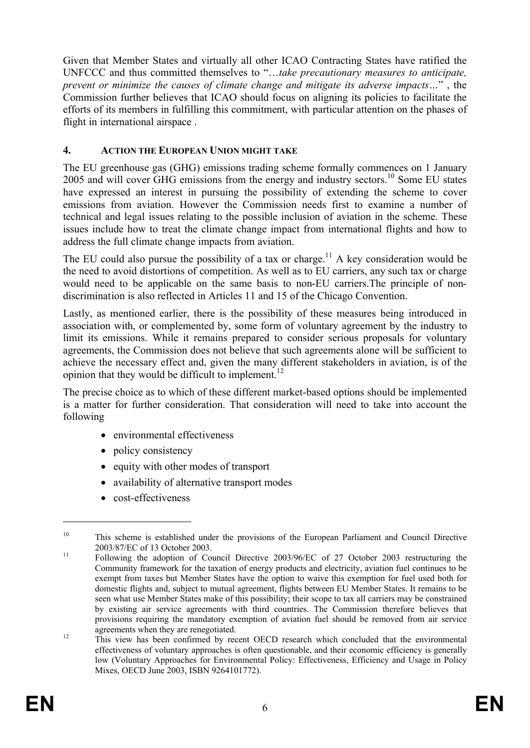Given that Member States and virtually all other ICAO Contracting States have ratified the UNFCCC and thus committed themselves to "…*take precautionary measures to anticipate, prevent or minimize the causes of climate change and mitigate its adverse impacts…*" , the Commission further believes that ICAO should focus on aligning its policies to facilitate the efforts of its members in fulfilling this commitment, with particular attention on the phases of flight in international airspace .

## 4. ACTION THE EUROPEAN UNION MIGHT TAKE

The EU greenhouse gas (GHG) emissions trading scheme formally commences on 1 January 2005 and will cover GHG emissions from the energy and industry sectors.[10] Some EU states have expressed an interest in pursuing the possibility of extending the scheme to cover emissions from aviation. However the Commission needs first to examine a number of technical and legal issues relating to the possible inclusion of aviation in the scheme. These issues include how to treat the climate change impact from international flights and how to address the full climate change impacts from aviation.

The EU could also pursue the possibility of a tax or charge.[11] A key consideration would be the need to avoid distortions of competition. As well as to EU carriers, any such tax or charge would need to be applicable on the same basis to non-EU carriers.The principle of non-discrimination is also reflected in Articles 11 and 15 of the Chicago Convention.

Lastly, as mentioned earlier, there is the possibility of these measures being introduced in association with, or complemented by, some form of voluntary agreement by the industry to limit its emissions. While it remains prepared to consider serious proposals for voluntary agreements, the Commission does not believe that such agreements alone will be sufficient to achieve the necessary effect and, given the many different stakeholders in aviation, is of the opinion that they would be difficult to implement.[12]

The precise choice as to which of these different market-based options should be implemented is a matter for further consideration. That consideration will need to take into account the following

- environmental effectiveness
- policy consistency
- equity with other modes of transport
- availability of alternative transport modes
- cost-effectiveness

---

[10] This scheme is established under the provisions of the European Parliament and Council Directive 2003/87/EC of 13 October 2003.

[11] Following the adoption of Council Directive 2003/96/EC of 27 October 2003 restructuring the Community framework for the taxation of energy products and electricity, aviation fuel continues to be exempt from taxes but Member States have the option to waive this exemption for fuel used both for domestic flights and, subject to mutual agreement, flights between EU Member States. It remains to be seen what use Member States make of this possibility; their scope to tax all carriers may be constrained by existing air service agreements with third countries. The Commission therefore believes that provisions requiring the mandatory exemption of aviation fuel should be removed from air service agreements when they are renegotiated.

[12] This view has been confirmed by recent OECD research which concluded that the environmental effectiveness of voluntary approaches is often questionable, and their economic efficiency is generally low (Voluntary Approaches for Environmental Policy: Effectiveness, Efficiency and Usage in Policy Mixes, OECD June 2003, ISBN 9264101772).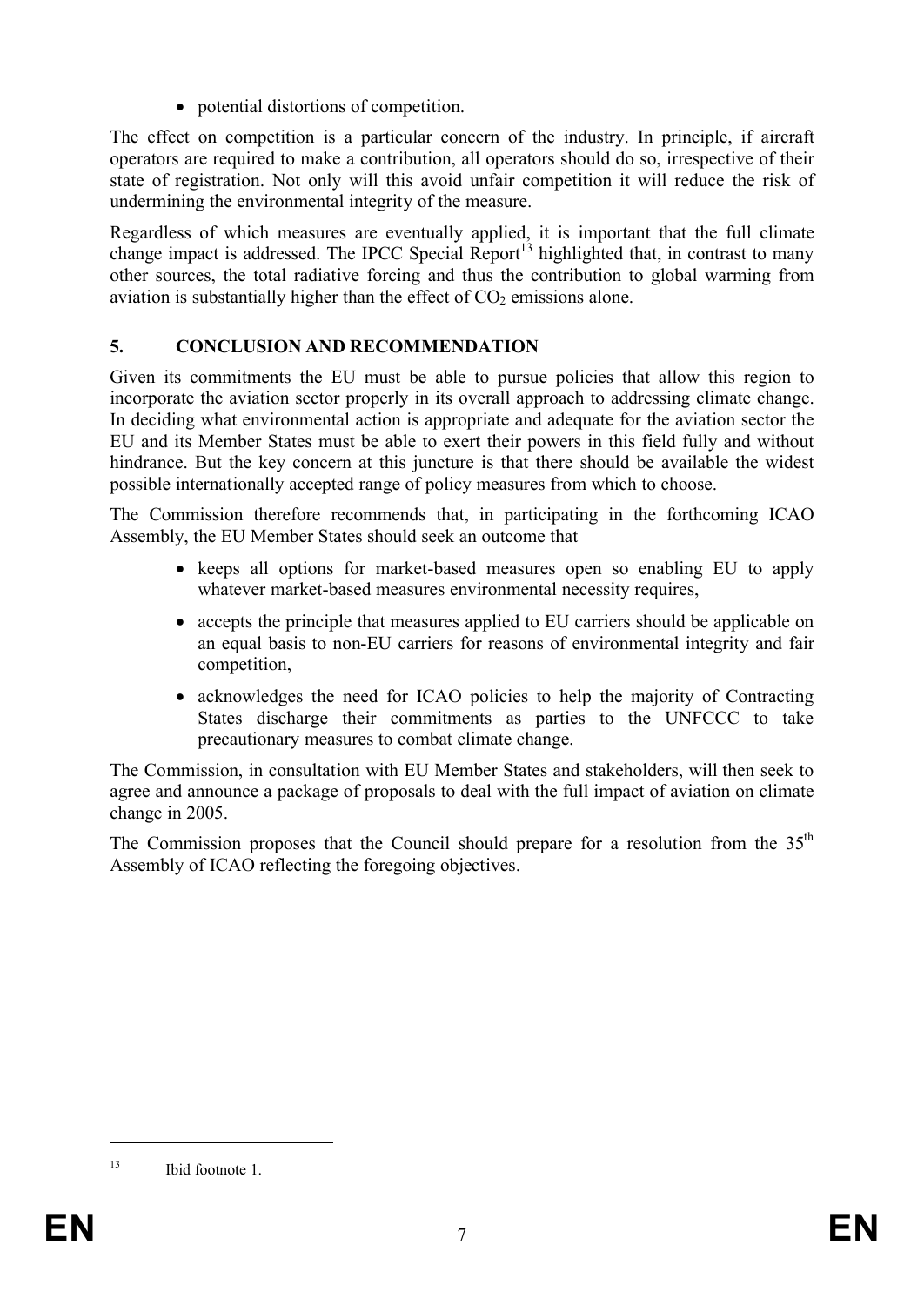- potential distortions of competition.

The effect on competition is a particular concern of the industry. In principle, if aircraft operators are required to make a contribution, all operators should do so, irrespective of their state of registration. Not only will this avoid unfair competition it will reduce the risk of undermining the environmental integrity of the measure.

Regardless of which measures are eventually applied, it is important that the full climate change impact is addressed. The IPCC Special Report[13] highlighted that, in contrast to many other sources, the total radiative forcing and thus the contribution to global warming from aviation is substantially higher than the effect of $CO_2$ emissions alone.

## 5. CONCLUSION AND RECOMMENDATION

Given its commitments the EU must be able to pursue policies that allow this region to incorporate the aviation sector properly in its overall approach to addressing climate change. In deciding what environmental action is appropriate and adequate for the aviation sector the EU and its Member States must be able to exert their powers in this field fully and without hindrance. But the key concern at this juncture is that there should be available the widest possible internationally accepted range of policy measures from which to choose.

The Commission therefore recommends that, in participating in the forthcoming ICAO Assembly, the EU Member States should seek an outcome that

- keeps all options for market-based measures open so enabling EU to apply whatever market-based measures environmental necessity requires,
- accepts the principle that measures applied to EU carriers should be applicable on an equal basis to non-EU carriers for reasons of environmental integrity and fair competition,
- acknowledges the need for ICAO policies to help the majority of Contracting States discharge their commitments as parties to the UNFCCC to take precautionary measures to combat climate change.

The Commission, in consultation with EU Member States and stakeholders, will then seek to agree and announce a package of proposals to deal with the full impact of aviation on climate change in 2005.

The Commission proposes that the Council should prepare for a resolution from the 35th Assembly of ICAO reflecting the foregoing objectives.

[13] Ibid footnote 1.